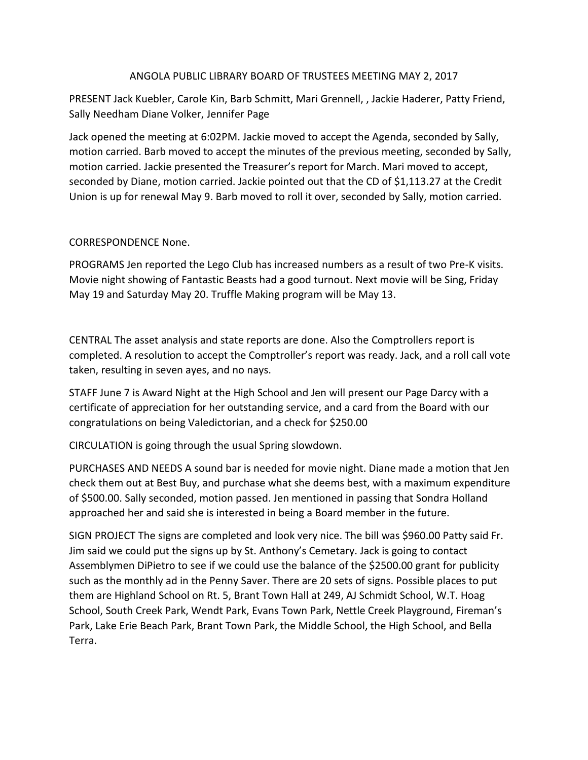# ANGOLA PUBLIC LIBRARY BOARD OF TRUSTEES MEETING MAY 2, 2017

PRESENT Jack Kuebler, Carole Kin, Barb Schmitt, Mari Grennell, , Jackie Haderer, Patty Friend, Sally Needham Diane Volker, Jennifer Page

Jack opened the meeting at 6:02PM. Jackie moved to accept the Agenda, seconded by Sally, motion carried. Barb moved to accept the minutes of the previous meeting, seconded by Sally, motion carried. Jackie presented the Treasurer's report for March. Mari moved to accept, seconded by Diane, motion carried. Jackie pointed out that the CD of $1,113.27 at the Credit Union is up for renewal May 9. Barb moved to roll it over, seconded by Sally, motion carried.

CORRESPONDENCE None.

PROGRAMS Jen reported the Lego Club has increased numbers as a result of two Pre-K visits. Movie night showing of Fantastic Beasts had a good turnout. Next movie will be Sing, Friday May 19 and Saturday May 20. Truffle Making program will be May 13.

CENTRAL The asset analysis and state reports are done. Also the Comptrollers report is completed. A resolution to accept the Comptroller's report was ready. Jack, and a roll call vote taken, resulting in seven ayes, and no nays.

STAFF June 7 is Award Night at the High School and Jen will present our Page Darcy with a certificate of appreciation for her outstanding service, and a card from the Board with our congratulations on being Valedictorian, and a check for $250.00

CIRCULATION is going through the usual Spring slowdown.

PURCHASES AND NEEDS A sound bar is needed for movie night. Diane made a motion that Jen check them out at Best Buy, and purchase what she deems best, with a maximum expenditure of $500.00. Sally seconded, motion passed. Jen mentioned in passing that Sondra Holland approached her and said she is interested in being a Board member in the future.

SIGN PROJECT The signs are completed and look very nice. The bill was $960.00 Patty said Fr. Jim said we could put the signs up by St. Anthony's Cemetary. Jack is going to contact Assemblymen DiPietro to see if we could use the balance of the $2500.00 grant for publicity such as the monthly ad in the Penny Saver. There are 20 sets of signs. Possible places to put them are Highland School on Rt. 5, Brant Town Hall at 249, AJ Schmidt School, W.T. Hoag School, South Creek Park, Wendt Park, Evans Town Park, Nettle Creek Playground, Fireman's Park, Lake Erie Beach Park, Brant Town Park, the Middle School, the High School, and Bella Terra.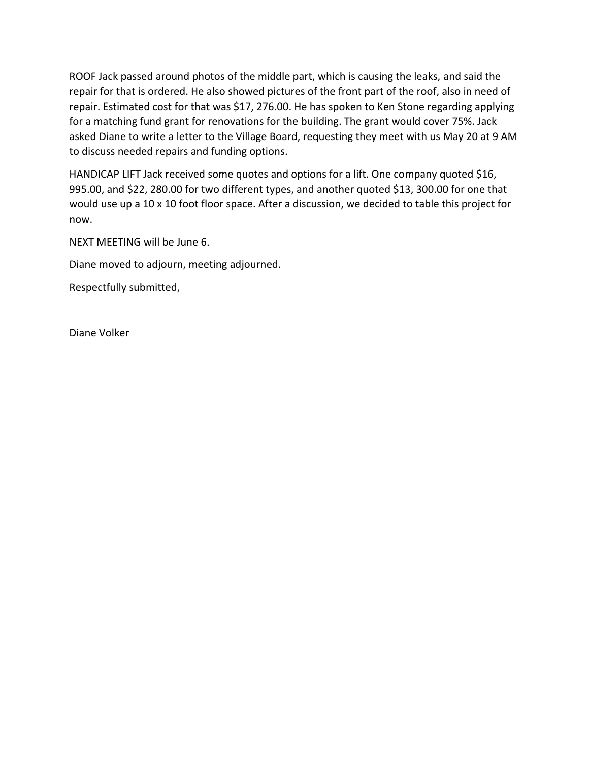ROOF Jack passed around photos of the middle part, which is causing the leaks, and said the repair for that is ordered. He also showed pictures of the front part of the roof, also in need of repair. Estimated cost for that was $17, 276.00. He has spoken to Ken Stone regarding applying for a matching fund grant for renovations for the building. The grant would cover 75%. Jack asked Diane to write a letter to the Village Board, requesting they meet with us May 20 at 9 AM to discuss needed repairs and funding options.

HANDICAP LIFT Jack received some quotes and options for a lift. One company quoted $16, 995.00, and $22, 280.00 for two different types, and another quoted $13, 300.00 for one that would use up a 10 x 10 foot floor space. After a discussion, we decided to table this project for now.

NEXT MEETING will be June 6.

Diane moved to adjourn, meeting adjourned.

Respectfully submitted,

Diane Volker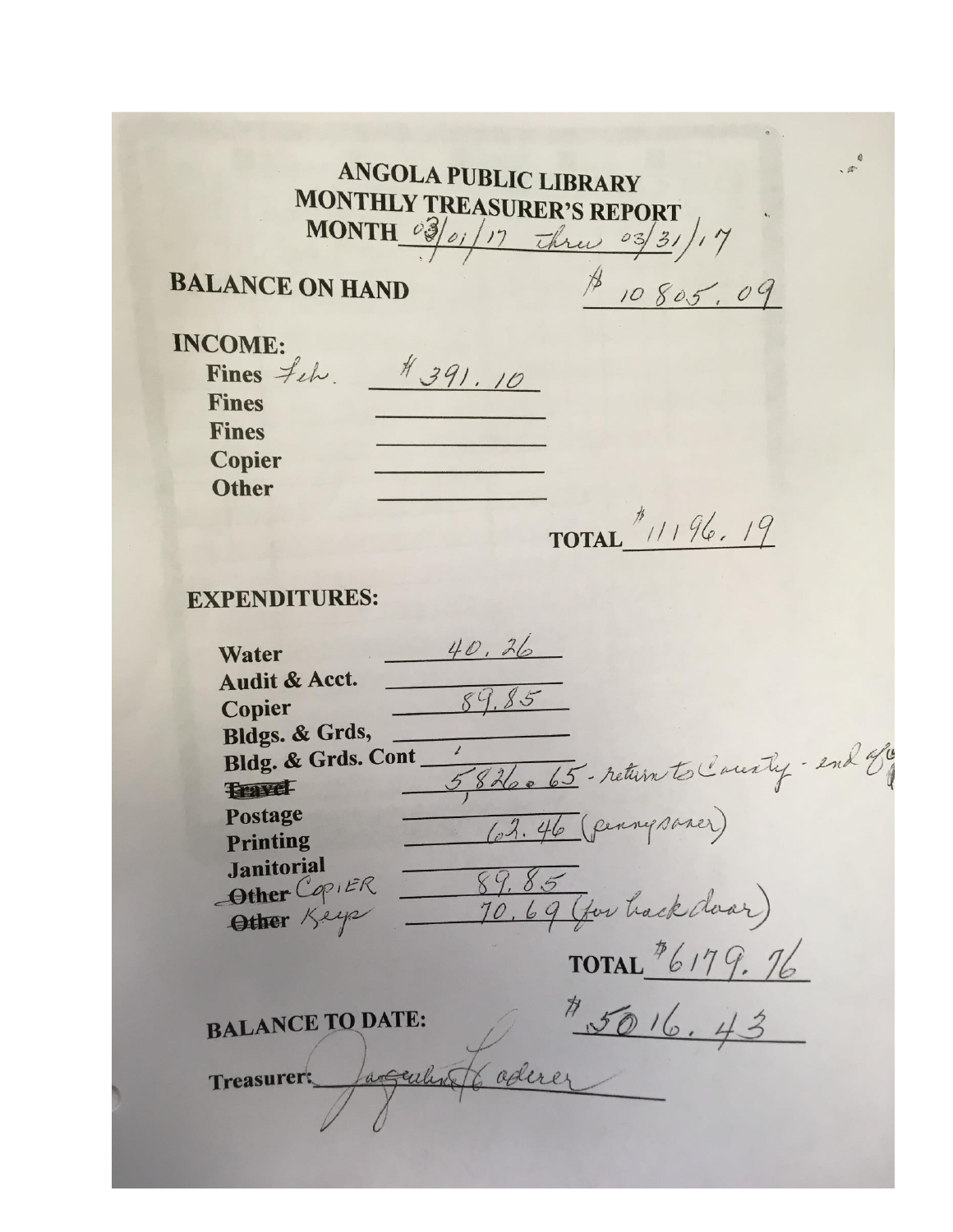# ANGOLA PUBLIC LIBRARY
## MONTHLY TREASURER'S REPORT

**MONTH** 03/01/17 thru 03/31/17

**BALANCE ON HAND** $10805.09

**INCOME:**

| | |
|---|---|
| Fines Feb. | $391.10 |
| Fines | |
| Fines | |
| Copier | |
| Other | |

**TOTAL** $11196.19

**EXPENDITURES:**

| | |
|---|---|
| Water | 40.26 |
| Audit & Acct. | |
| Copier | 89.85 |
| Bldgs. & Grds, | |
| Bldg. & Grds. Cont | |
| ~~Travel~~ | 5,826.65 - return to County - end of |
| Postage | |
| Printing | 62.46 (pennysaver) |
| Janitorial | |
| ~~Other~~ COPIER | 89.85 |
| ~~Other~~ Keys | 70.69 (for back door) |

**TOTAL** $6179.76

**BALANCE TO DATE:** $5016.43

**Treasurer:** Jacqueline Loderer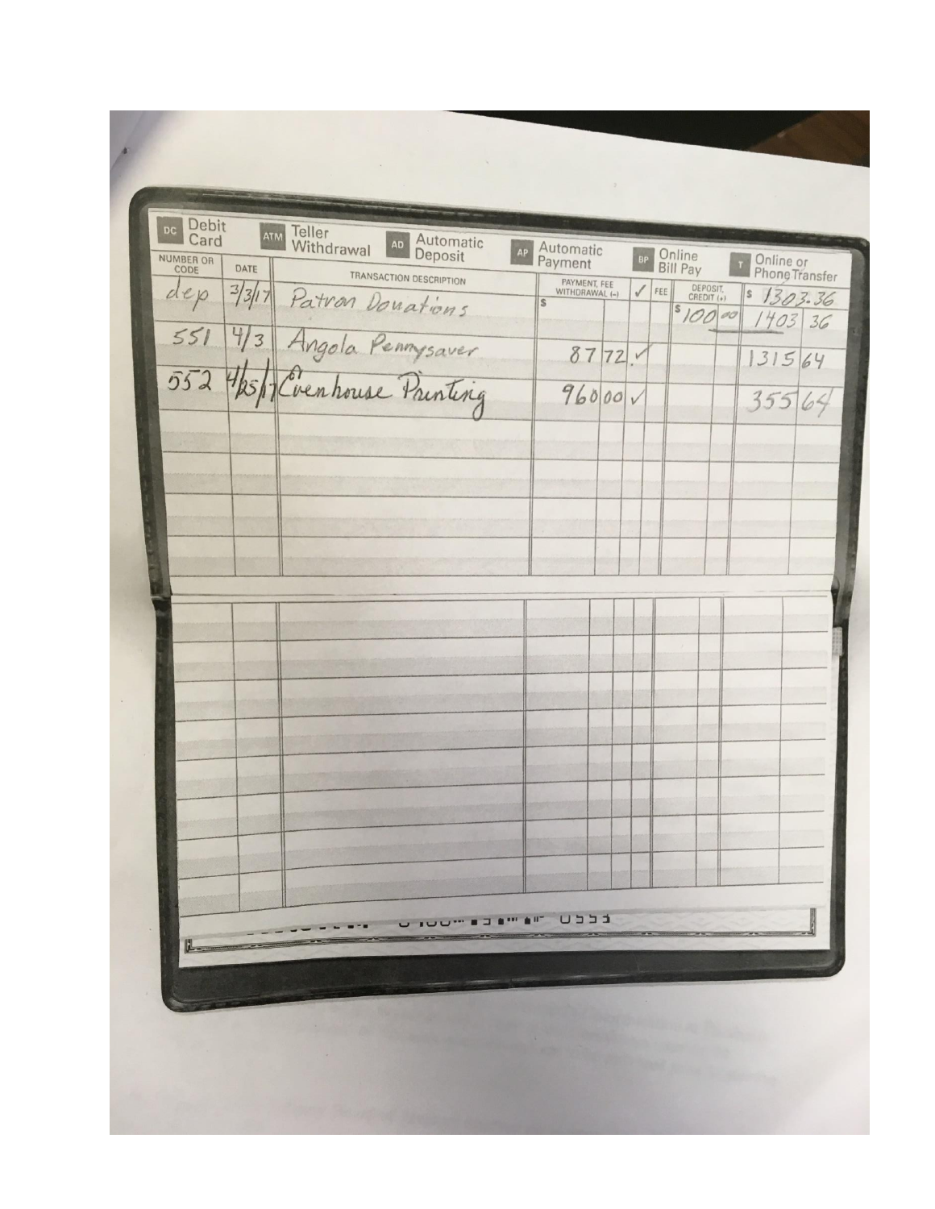| DC Debit Card | ATM Teller Withdrawal | AD Automatic Deposit | AP Automatic Payment | | BP Online Bill Pay | | T Online or Phone Transfer |
|---|---|---|---|---|---|---|---|
| NUMBER OR CODE | DATE | TRANSACTION DESCRIPTION | PAYMENT, FEE WITHDRAWAL (-) | ✓ | FEE | DEPOSIT, CREDIT (+) | $ 1303.36 |
| dep | 3/3/17 | Patron Donations | $ | | | $ 100 00 | 1403 36 |
| 551 | 4/3 | Angola Pennysaver | 87 72 | ✓ | | | 1315 64 |
| 552 | 4/25/17 | Evenhouse Printing | 960 00 | ✓ | | | 355 64 |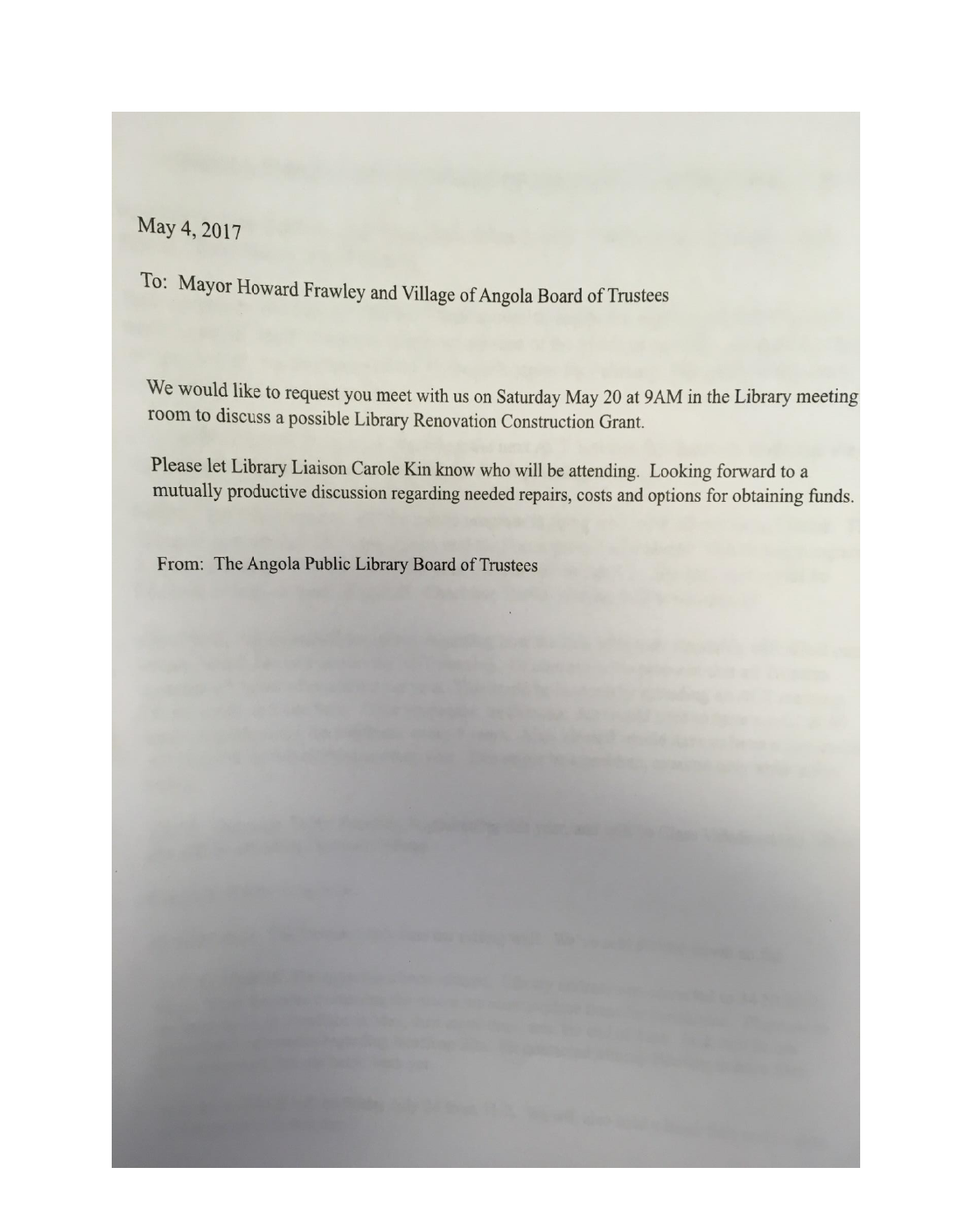May 4, 2017

To: Mayor Howard Frawley and Village of Angola Board of Trustees

We would like to request you meet with us on Saturday May 20 at 9AM in the Library meeting room to discuss a possible Library Renovation Construction Grant.

Please let Library Liaison Carole Kin know who will be attending. Looking forward to a mutually productive discussion regarding needed repairs, costs and options for obtaining funds.

From: The Angola Public Library Board of Trustees